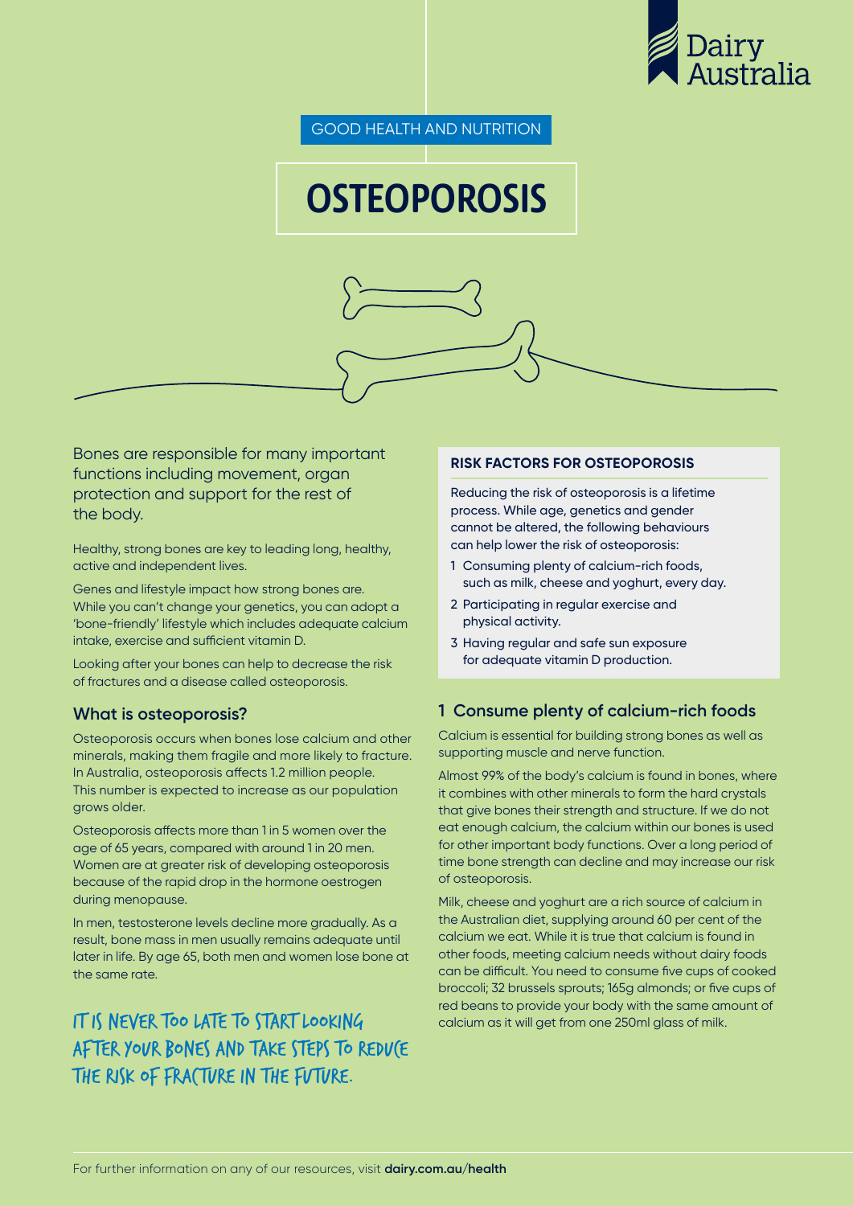Dairy Australia

GOOD HEALTH AND NUTRITION

# OSTEOPOROSIS

Bones are responsible for many important functions including movement, organ protection and support for the rest of the body.

Healthy, strong bones are key to leading long, healthy, active and independent lives.

Genes and lifestyle impact how strong bones are. While you can't change your genetics, you can adopt a 'bone-friendly' lifestyle which includes adequate calcium intake, exercise and sufficient vitamin D.

Looking after your bones can help to decrease the risk of fractures and a disease called osteoporosis.

## What is osteoporosis?

Osteoporosis occurs when bones lose calcium and other minerals, making them fragile and more likely to fracture. In Australia, osteoporosis affects 1.2 million people. This number is expected to increase as our population grows older.

Osteoporosis affects more than 1 in 5 women over the age of 65 years, compared with around 1 in 20 men. Women are at greater risk of developing osteoporosis because of the rapid drop in the hormone oestrogen during menopause.

In men, testosterone levels decline more gradually. As a result, bone mass in men usually remains adequate until later in life. By age 65, both men and women lose bone at the same rate.

**IT IS NEVER TOO LATE TO START LOOKING AFTER YOUR BONES AND TAKE STEPS TO REDUCE THE RISK OF FRACTURE IN THE FUTURE.**

### RISK FACTORS FOR OSTEOPOROSIS

Reducing the risk of osteoporosis is a lifetime process. While age, genetics and gender cannot be altered, the following behaviours can help lower the risk of osteoporosis:

1. Consuming plenty of calcium-rich foods, such as milk, cheese and yoghurt, every day.
2. Participating in regular exercise and physical activity.
3. Having regular and safe sun exposure for adequate vitamin D production.

## 1 Consume plenty of calcium-rich foods

Calcium is essential for building strong bones as well as supporting muscle and nerve function.

Almost 99% of the body's calcium is found in bones, where it combines with other minerals to form the hard crystals that give bones their strength and structure. If we do not eat enough calcium, the calcium within our bones is used for other important body functions. Over a long period of time bone strength can decline and may increase our risk of osteoporosis.

Milk, cheese and yoghurt are a rich source of calcium in the Australian diet, supplying around 60 per cent of the calcium we eat. While it is true that calcium is found in other foods, meeting calcium needs without dairy foods can be difficult. You need to consume five cups of cooked broccoli; 32 brussels sprouts; 165g almonds; or five cups of red beans to provide your body with the same amount of calcium as it will get from one 250ml glass of milk.

For further information on any of our resources, visit **dairy.com.au/health**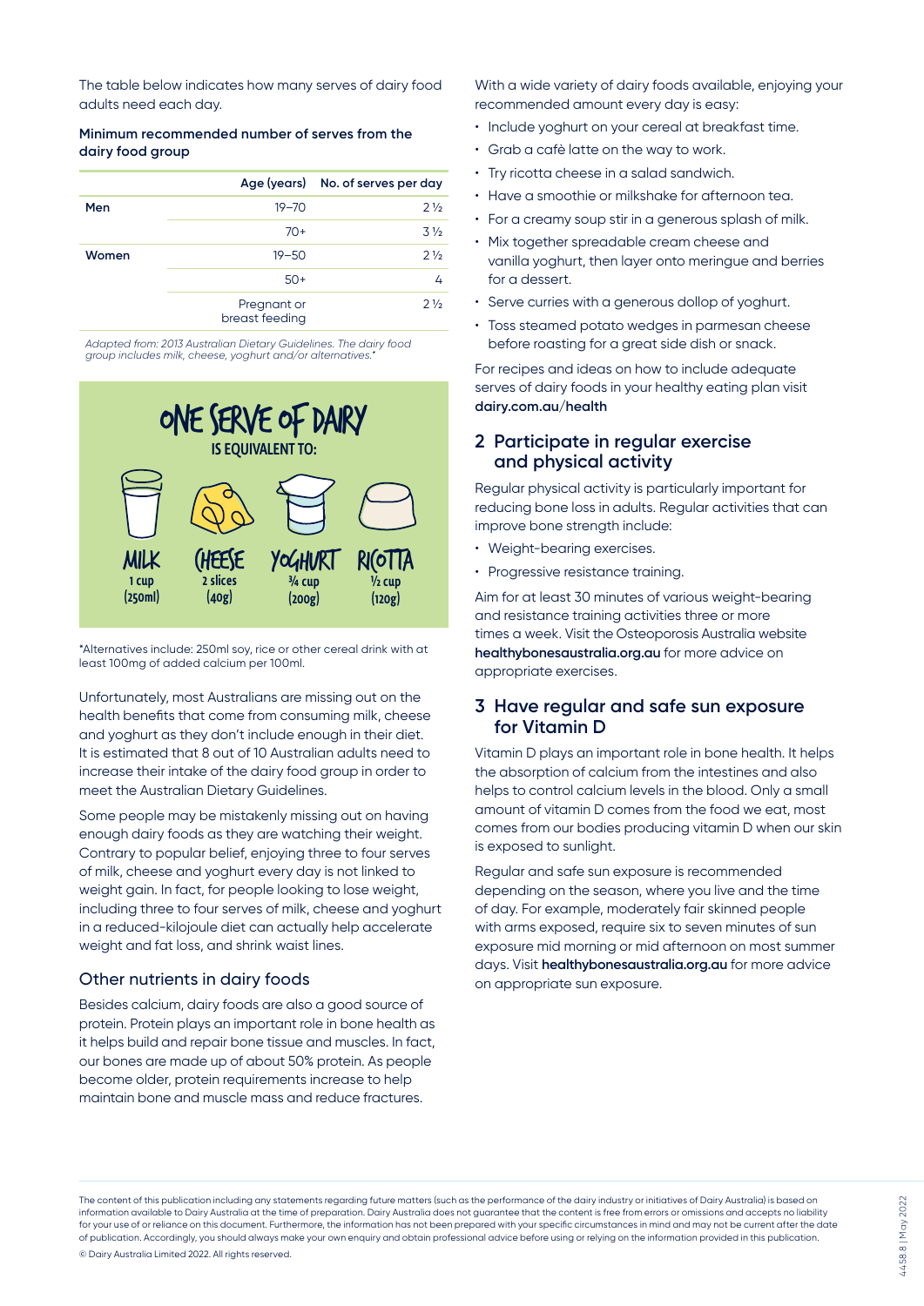The table below indicates how many serves of dairy food adults need each day.

**Minimum recommended number of serves from the dairy food group**

| | Age (years) | No. of serves per day |
|---|---|---|
| **Men** | 19–70 | 2 ½ |
| | 70+ | 3 ½ |
| **Women** | 19–50 | 2 ½ |
| | 50+ | 4 |
| | Pregnant or breast feeding | 2 ½ |

*Adapted from: 2013 Australian Dietary Guidelines. The dairy food group includes milk, cheese, yoghurt and/or alternatives.**

ONE SERVE OF DAIRY
IS EQUIVALENT TO:

MILK
1 cup
(250ml)

CHEESE
2 slices
(40g)

YOGHURT
¾ cup
(200g)

RICOTTA
½ cup
(120g)

*Alternatives include: 250ml soy, rice or other cereal drink with at least 100mg of added calcium per 100ml.

Unfortunately, most Australians are missing out on the health benefits that come from consuming milk, cheese and yoghurt as they don't include enough in their diet. It is estimated that 8 out of 10 Australian adults need to increase their intake of the dairy food group in order to meet the Australian Dietary Guidelines.

Some people may be mistakenly missing out on having enough dairy foods as they are watching their weight. Contrary to popular belief, enjoying three to four serves of milk, cheese and yoghurt every day is not linked to weight gain. In fact, for people looking to lose weight, including three to four serves of milk, cheese and yoghurt in a reduced-kilojoule diet can actually help accelerate weight and fat loss, and shrink waist lines.

## Other nutrients in dairy foods

Besides calcium, dairy foods are also a good source of protein. Protein plays an important role in bone health as it helps build and repair bone tissue and muscles. In fact, our bones are made up of about 50% protein. As people become older, protein requirements increase to help maintain bone and muscle mass and reduce fractures.

With a wide variety of dairy foods available, enjoying your recommended amount every day is easy:

- Include yoghurt on your cereal at breakfast time.
- Grab a cafè latte on the way to work.
- Try ricotta cheese in a salad sandwich.
- Have a smoothie or milkshake for afternoon tea.
- For a creamy soup stir in a generous splash of milk.
- Mix together spreadable cream cheese and vanilla yoghurt, then layer onto meringue and berries for a dessert.
- Serve curries with a generous dollop of yoghurt.
- Toss steamed potato wedges in parmesan cheese before roasting for a great side dish or snack.

For recipes and ideas on how to include adequate serves of dairy foods in your healthy eating plan visit **dairy.com.au/health**

## 2 Participate in regular exercise and physical activity

Regular physical activity is particularly important for reducing bone loss in adults. Regular activities that can improve bone strength include:

- Weight-bearing exercises.
- Progressive resistance training.

Aim for at least 30 minutes of various weight-bearing and resistance training activities three or more times a week. Visit the Osteoporosis Australia website **healthybonesaustralia.org.au** for more advice on appropriate exercises.

## 3 Have regular and safe sun exposure for Vitamin D

Vitamin D plays an important role in bone health. It helps the absorption of calcium from the intestines and also helps to control calcium levels in the blood. Only a small amount of vitamin D comes from the food we eat, most comes from our bodies producing vitamin D when our skin is exposed to sunlight.

Regular and safe sun exposure is recommended depending on the season, where you live and the time of day. For example, moderately fair skinned people with arms exposed, require six to seven minutes of sun exposure mid morning or mid afternoon on most summer days. Visit **healthybonesaustralia.org.au** for more advice on appropriate sun exposure.

The content of this publication including any statements regarding future matters (such as the performance of the dairy industry or initiatives of Dairy Australia) is based on information available to Dairy Australia at the time of preparation. Dairy Australia does not guarantee that the content is free from errors or omissions and accepts no liability for your use of or reliance on this document. Furthermore, the information has not been prepared with your specific circumstances in mind and may not be current after the date of publication. Accordingly, you should always make your own enquiry and obtain professional advice before using or relying on the information provided in this publication.

© Dairy Australia Limited 2022. All rights reserved.

4458.8 | May 2022